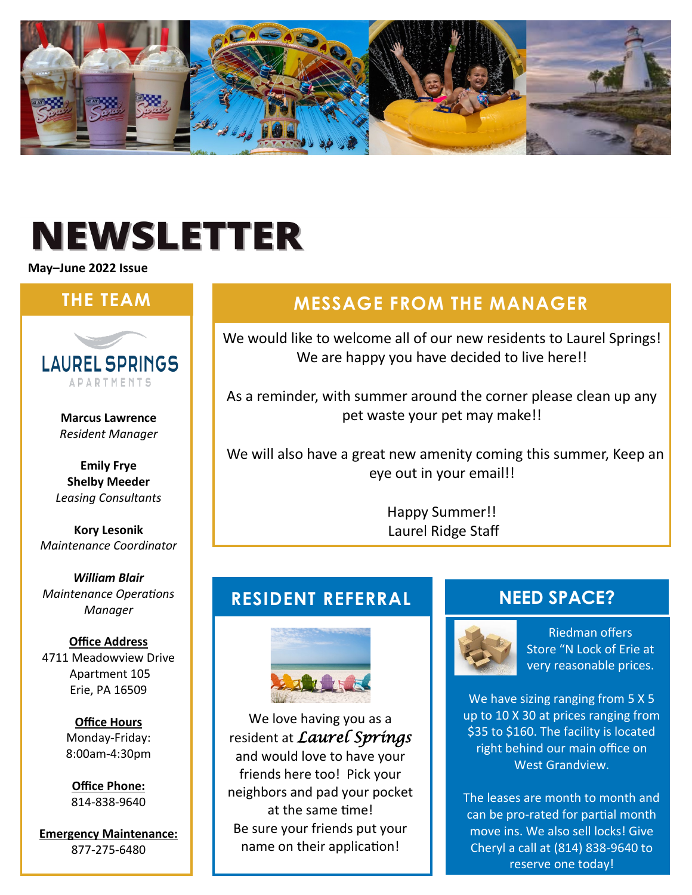# NEWSLETTER

**May–June 2022 Issue**

## THE TEAM

LAUREL SPRINGS APARTMENTS

**Marcus Lawrence**
*Resident Manager*

**Emily Frye**
**Shelby Meeder**
*Leasing Consultants*

**Kory Lesonik**
*Maintenance Coordinator*

***William Blair***
*Maintenance Operations Manager*

**Office Address**
4711 Meadowview Drive
Apartment 105
Erie, PA 16509

**Office Hours**
Monday-Friday:
8:00am-4:30pm

**Office Phone:**
814-838-9640

**Emergency Maintenance:**
877-275-6480

## MESSAGE FROM THE MANAGER

We would like to welcome all of our new residents to Laurel Springs! We are happy you have decided to live here!!

As a reminder, with summer around the corner please clean up any pet waste your pet may make!!

We will also have a great new amenity coming this summer, Keep an eye out in your email!!

Happy Summer!!
Laurel Ridge Staff

## RESIDENT REFERRAL

We love having you as a resident at *Laurel Springs* and would love to have your friends here too! Pick your neighbors and pad your pocket at the same time!
Be sure your friends put your name on their application!

## NEED SPACE?

Riedman offers Store "N Lock of Erie at very reasonable prices.

We have sizing ranging from 5 X 5 up to 10 X 30 at prices ranging from $35 to $160. The facility is located right behind our main office on West Grandview.

The leases are month to month and can be pro-rated for partial month move ins. We also sell locks! Give Cheryl a call at (814) 838-9640 to reserve one today!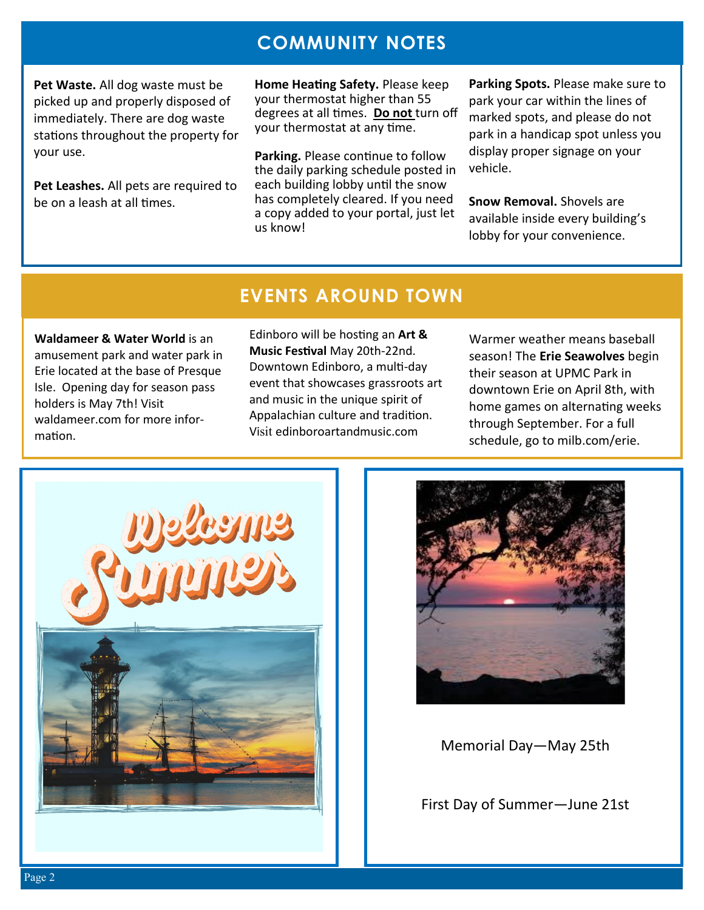## COMMUNITY NOTES

**Pet Waste.** All dog waste must be picked up and properly disposed of immediately. There are dog waste stations throughout the property for your use.

**Pet Leashes.** All pets are required to be on a leash at all times.

**Home Heating Safety.** Please keep your thermostat higher than 55 degrees at all times. **Do not** turn off your thermostat at any time.

**Parking.** Please continue to follow the daily parking schedule posted in each building lobby until the snow has completely cleared. If you need a copy added to your portal, just let us know!

**Parking Spots.** Please make sure to park your car within the lines of marked spots, and please do not park in a handicap spot unless you display proper signage on your vehicle.

**Snow Removal.** Shovels are available inside every building's lobby for your convenience.

## EVENTS AROUND TOWN

**Waldameer & Water World** is an amusement park and water park in Erie located at the base of Presque Isle. Opening day for season pass holders is May 7th! Visit waldameer.com for more information.

Edinboro will be hosting an **Art & Music Festival** May 20th-22nd. Downtown Edinboro, a multi-day event that showcases grassroots art and music in the unique spirit of Appalachian culture and tradition. Visit edinboroartandmusic.com

Warmer weather means baseball season! The **Erie Seawolves** begin their season at UPMC Park in downtown Erie on April 8th, with home games on alternating weeks through September. For a full schedule, go to milb.com/erie.

Welcome Summer

Memorial Day—May 25th

First Day of Summer—June 21st